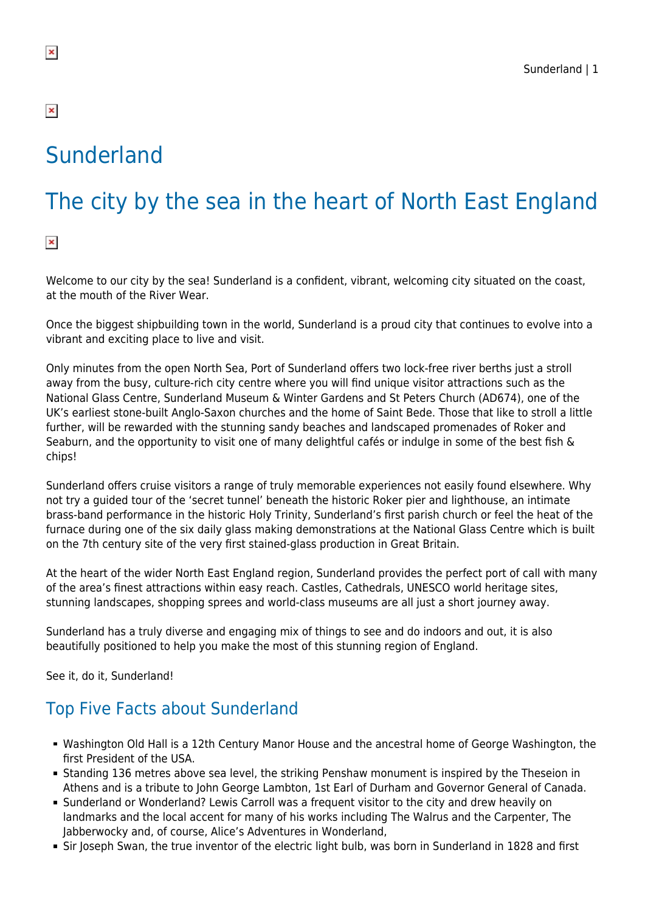# Sunderland

## The city by the sea in the heart of North East England

Welcome to our city by the sea! Sunderland is a confident, vibrant, welcoming city situated on the coast, at the mouth of the River Wear.

Once the biggest shipbuilding town in the world, Sunderland is a proud city that continues to evolve into a vibrant and exciting place to live and visit.

Only minutes from the open North Sea, Port of Sunderland offers two lock-free river berths just a stroll away from the busy, culture-rich city centre where you will find unique visitor attractions such as the National Glass Centre, Sunderland Museum & Winter Gardens and St Peters Church (AD674), one of the UK's earliest stone-built Anglo-Saxon churches and the home of Saint Bede. Those that like to stroll a little further, will be rewarded with the stunning sandy beaches and landscaped promenades of Roker and Seaburn, and the opportunity to visit one of many delightful cafés or indulge in some of the best fish & chips!

Sunderland offers cruise visitors a range of truly memorable experiences not easily found elsewhere. Why not try a guided tour of the 'secret tunnel' beneath the historic Roker pier and lighthouse, an intimate brass-band performance in the historic Holy Trinity, Sunderland's first parish church or feel the heat of the furnace during one of the six daily glass making demonstrations at the National Glass Centre which is built on the 7th century site of the very first stained-glass production in Great Britain.

At the heart of the wider North East England region, Sunderland provides the perfect port of call with many of the area's finest attractions within easy reach. Castles, Cathedrals, UNESCO world heritage sites, stunning landscapes, shopping sprees and world-class museums are all just a short journey away.

Sunderland has a truly diverse and engaging mix of things to see and do indoors and out, it is also beautifully positioned to help you make the most of this stunning region of England.

See it, do it, Sunderland!

### Top Five Facts about Sunderland

- Washington Old Hall is a 12th Century Manor House and the ancestral home of George Washington, the first President of the USA.
- Standing 136 metres above sea level, the striking Penshaw monument is inspired by the Theseion in Athens and is a tribute to John George Lambton, 1st Earl of Durham and Governor General of Canada.
- Sunderland or Wonderland? Lewis Carroll was a frequent visitor to the city and drew heavily on landmarks and the local accent for many of his works including The Walrus and the Carpenter, The Jabberwocky and, of course, Alice's Adventures in Wonderland,
- Sir Joseph Swan, the true inventor of the electric light bulb, was born in Sunderland in 1828 and first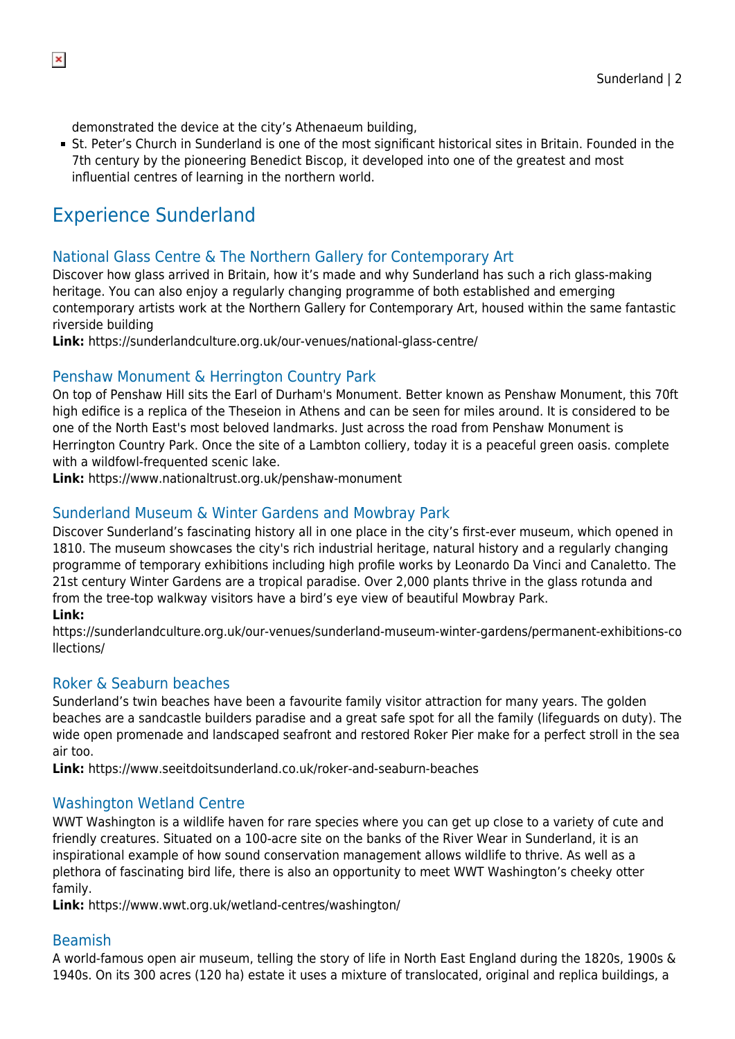demonstrated the device at the city's Athenaeum building,

- St. Peter's Church in Sunderland is one of the most significant historical sites in Britain. Founded in the 7th century by the pioneering Benedict Biscop, it developed into one of the greatest and most influential centres of learning in the northern world.

## Experience Sunderland

### National Glass Centre & The Northern Gallery for Contemporary Art

Discover how glass arrived in Britain, how it's made and why Sunderland has such a rich glass-making heritage. You can also enjoy a regularly changing programme of both established and emerging contemporary artists work at the Northern Gallery for Contemporary Art, housed within the same fantastic riverside building

**Link:** https://sunderlandculture.org.uk/our-venues/national-glass-centre/

### Penshaw Monument & Herrington Country Park

On top of Penshaw Hill sits the Earl of Durham's Monument. Better known as Penshaw Monument, this 70ft high edifice is a replica of the Theseion in Athens and can be seen for miles around. It is considered to be one of the North East's most beloved landmarks. Just across the road from Penshaw Monument is Herrington Country Park. Once the site of a Lambton colliery, today it is a peaceful green oasis. complete with a wildfowl-frequented scenic lake.

**Link:** https://www.nationaltrust.org.uk/penshaw-monument

### Sunderland Museum & Winter Gardens and Mowbray Park

Discover Sunderland's fascinating history all in one place in the city's first-ever museum, which opened in 1810. The museum showcases the city's rich industrial heritage, natural history and a regularly changing programme of temporary exhibitions including high profile works by Leonardo Da Vinci and Canaletto. The 21st century Winter Gardens are a tropical paradise. Over 2,000 plants thrive in the glass rotunda and from the tree-top walkway visitors have a bird's eye view of beautiful Mowbray Park.

**Link:**
https://sunderlandculture.org.uk/our-venues/sunderland-museum-winter-gardens/permanent-exhibitions-collections/

### Roker & Seaburn beaches

Sunderland's twin beaches have been a favourite family visitor attraction for many years. The golden beaches are a sandcastle builders paradise and a great safe spot for all the family (lifeguards on duty). The wide open promenade and landscaped seafront and restored Roker Pier make for a perfect stroll in the sea air too.

**Link:** https://www.seeitdoitsunderland.co.uk/roker-and-seaburn-beaches

### Washington Wetland Centre

WWT Washington is a wildlife haven for rare species where you can get up close to a variety of cute and friendly creatures. Situated on a 100-acre site on the banks of the River Wear in Sunderland, it is an inspirational example of how sound conservation management allows wildlife to thrive. As well as a plethora of fascinating bird life, there is also an opportunity to meet WWT Washington's cheeky otter family.

**Link:** https://www.wwt.org.uk/wetland-centres/washington/

### Beamish

A world-famous open air museum, telling the story of life in North East England during the 1820s, 1900s & 1940s. On its 300 acres (120 ha) estate it uses a mixture of translocated, original and replica buildings, a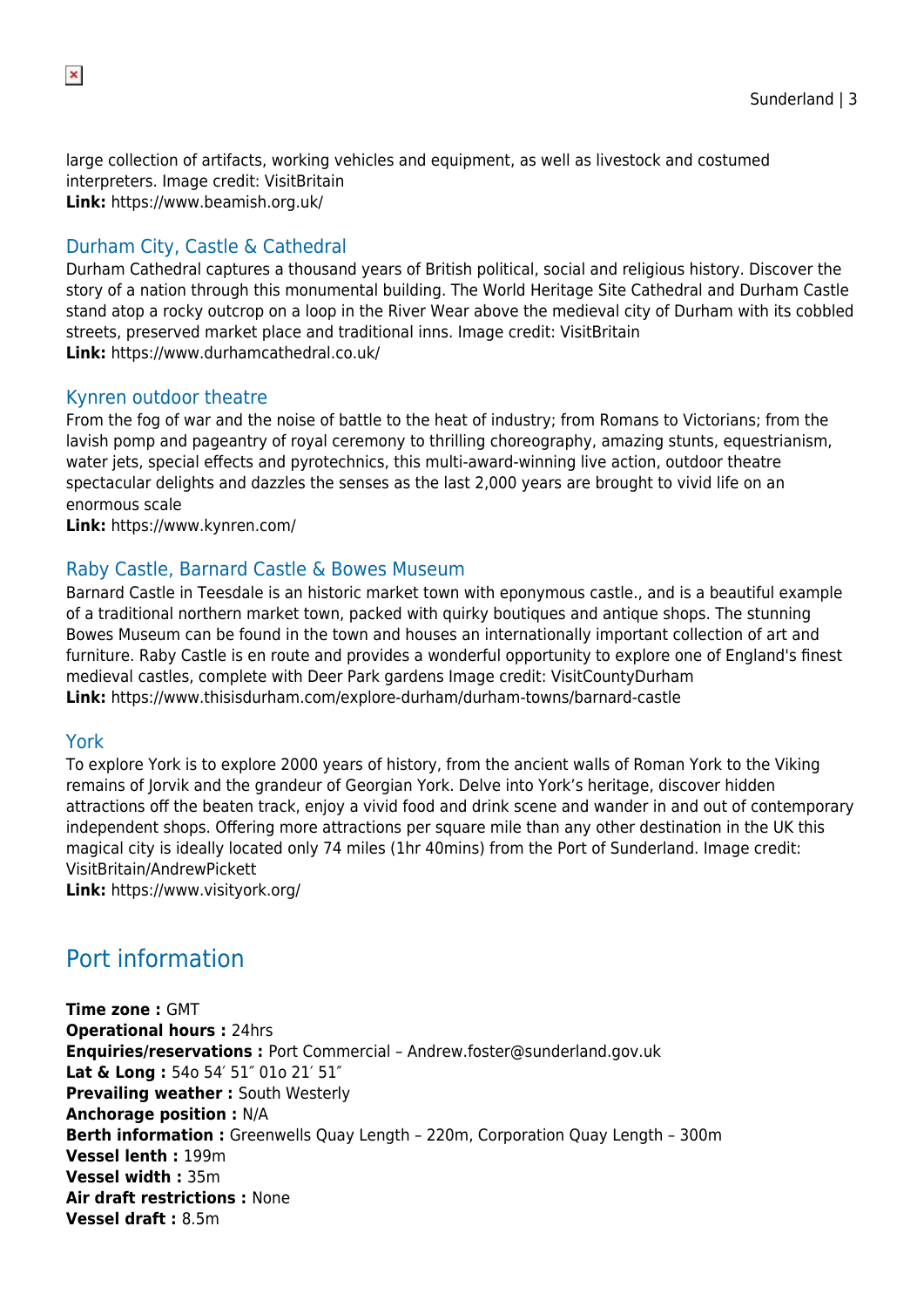large collection of artifacts, working vehicles and equipment, as well as livestock and costumed interpreters. Image credit: VisitBritain
**Link:** https://www.beamish.org.uk/

### Durham City, Castle & Cathedral

Durham Cathedral captures a thousand years of British political, social and religious history. Discover the story of a nation through this monumental building. The World Heritage Site Cathedral and Durham Castle stand atop a rocky outcrop on a loop in the River Wear above the medieval city of Durham with its cobbled streets, preserved market place and traditional inns. Image credit: VisitBritain
**Link:** https://www.durhamcathedral.co.uk/

### Kynren outdoor theatre

From the fog of war and the noise of battle to the heat of industry; from Romans to Victorians; from the lavish pomp and pageantry of royal ceremony to thrilling choreography, amazing stunts, equestrianism, water jets, special effects and pyrotechnics, this multi-award-winning live action, outdoor theatre spectacular delights and dazzles the senses as the last 2,000 years are brought to vivid life on an enormous scale
**Link:** https://www.kynren.com/

### Raby Castle, Barnard Castle & Bowes Museum

Barnard Castle in Teesdale is an historic market town with eponymous castle., and is a beautiful example of a traditional northern market town, packed with quirky boutiques and antique shops. The stunning Bowes Museum can be found in the town and houses an internationally important collection of art and furniture. Raby Castle is en route and provides a wonderful opportunity to explore one of England's finest medieval castles, complete with Deer Park gardens Image credit: VisitCountyDurham
**Link:** https://www.thisisdurham.com/explore-durham/durham-towns/barnard-castle

### York

To explore York is to explore 2000 years of history, from the ancient walls of Roman York to the Viking remains of Jorvik and the grandeur of Georgian York. Delve into York's heritage, discover hidden attractions off the beaten track, enjoy a vivid food and drink scene and wander in and out of contemporary independent shops. Offering more attractions per square mile than any other destination in the UK this magical city is ideally located only 74 miles (1hr 40mins) from the Port of Sunderland. Image credit: VisitBritain/AndrewPickett
**Link:** https://www.visityork.org/

## Port information

**Time zone :** GMT
**Operational hours :** 24hrs
**Enquiries/reservations :** Port Commercial – Andrew.foster@sunderland.gov.uk
**Lat & Long :** 54o 54′ 51″ 01o 21′ 51″
**Prevailing weather :** South Westerly
**Anchorage position :** N/A
**Berth information :** Greenwells Quay Length – 220m, Corporation Quay Length – 300m
**Vessel lenth :** 199m
**Vessel width :** 35m
**Air draft restrictions :** None
**Vessel draft :** 8.5m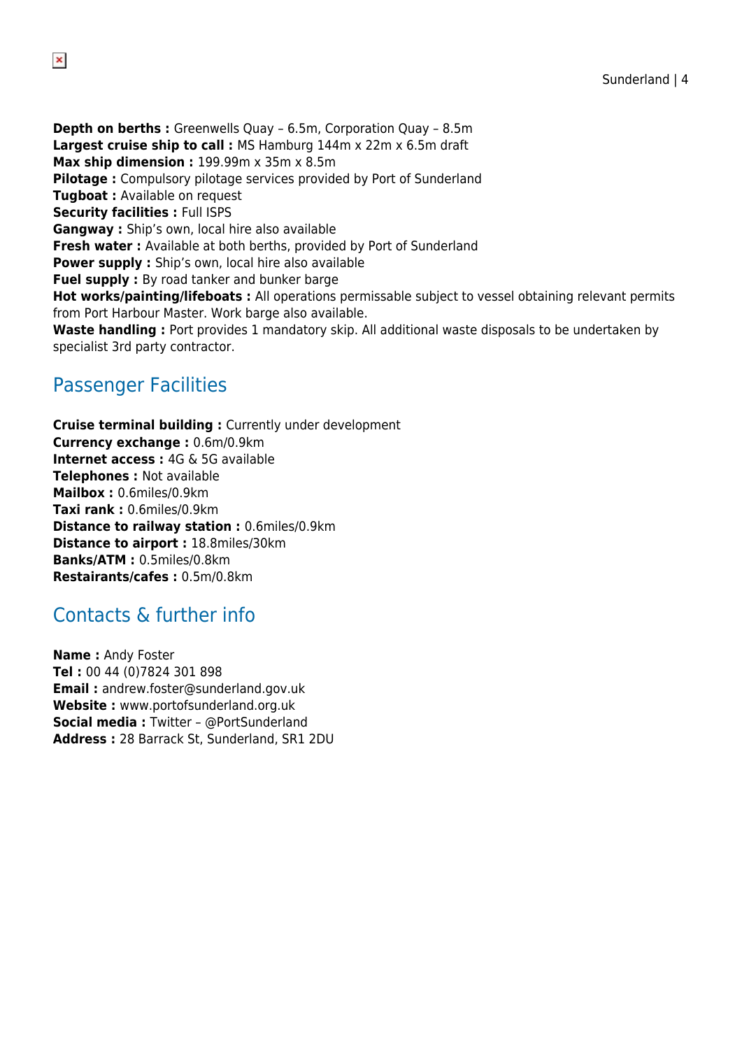**Depth on berths :** Greenwells Quay – 6.5m, Corporation Quay – 8.5m
**Largest cruise ship to call :** MS Hamburg 144m x 22m x 6.5m draft
**Max ship dimension :** 199.99m x 35m x 8.5m
**Pilotage :** Compulsory pilotage services provided by Port of Sunderland
**Tugboat :** Available on request
**Security facilities :** Full ISPS
**Gangway :** Ship's own, local hire also available
**Fresh water :** Available at both berths, provided by Port of Sunderland
**Power supply :** Ship's own, local hire also available
**Fuel supply :** By road tanker and bunker barge
**Hot works/painting/lifeboats :** All operations permissable subject to vessel obtaining relevant permits from Port Harbour Master. Work barge also available.
**Waste handling :** Port provides 1 mandatory skip. All additional waste disposals to be undertaken by specialist 3rd party contractor.

## Passenger Facilities

**Cruise terminal building :** Currently under development
**Currency exchange :** 0.6m/0.9km
**Internet access :** 4G & 5G available
**Telephones :** Not available
**Mailbox :** 0.6miles/0.9km
**Taxi rank :** 0.6miles/0.9km
**Distance to railway station :** 0.6miles/0.9km
**Distance to airport :** 18.8miles/30km
**Banks/ATM :** 0.5miles/0.8km
**Restairants/cafes :** 0.5m/0.8km

## Contacts & further info

**Name :** Andy Foster
**Tel :** 00 44 (0)7824 301 898
**Email :** andrew.foster@sunderland.gov.uk
**Website :** www.portofsunderland.org.uk
**Social media :** Twitter – @PortSunderland
**Address :** 28 Barrack St, Sunderland, SR1 2DU